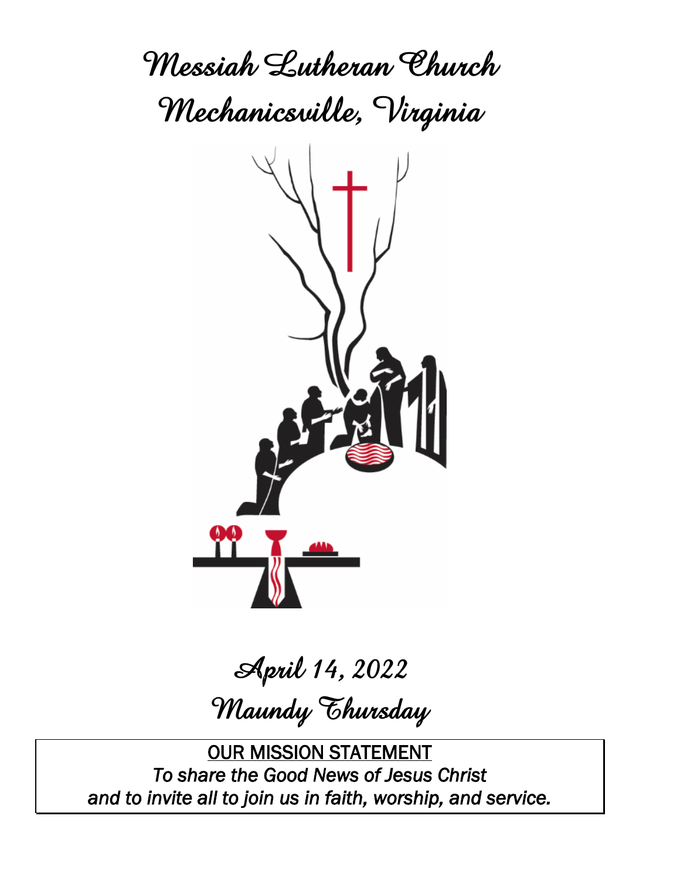# Messiah Lutheran Church
# Mechanicsville, Virginia

## April 14, 2022
## Maundy Thursday

**OUR MISSION STATEMENT**

*To share the Good News of Jesus Christ*
*and to invite all to join us in faith, worship, and service.*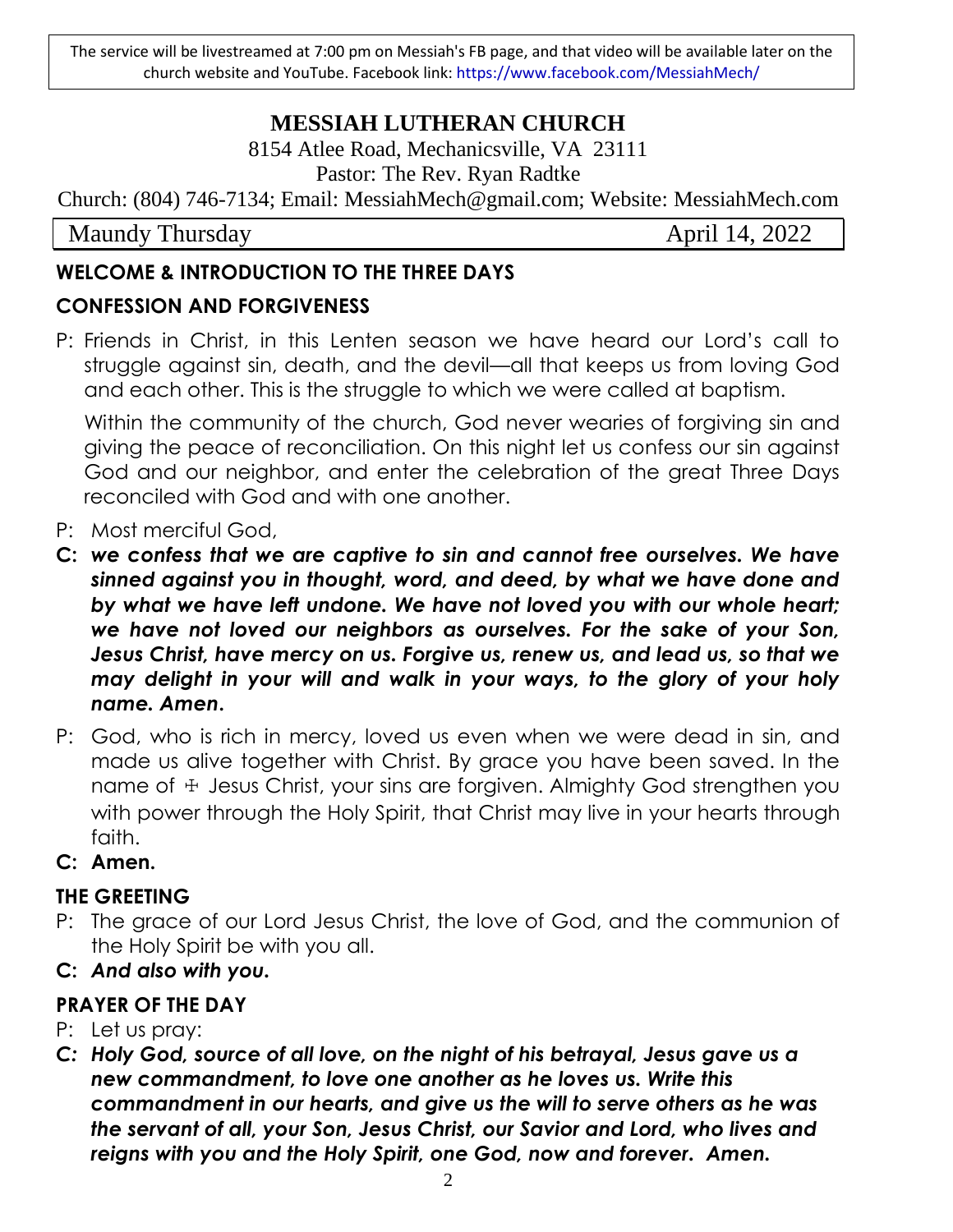The service will be livestreamed at 7:00 pm on Messiah's FB page, and that video will be available later on the church website and YouTube. Facebook link: https://www.facebook.com/MessiahMech/

# MESSIAH LUTHERAN CHURCH

8154 Atlee Road, Mechanicsville, VA 23111

Pastor: The Rev. Ryan Radtke

Church: (804) 746-7134; Email: MessiahMech@gmail.com; Website: MessiahMech.com

Maundy Thursday April 14, 2022

## WELCOME & INTRODUCTION TO THE THREE DAYS

## CONFESSION AND FORGIVENESS

P: Friends in Christ, in this Lenten season we have heard our Lord's call to struggle against sin, death, and the devil—all that keeps us from loving God and each other. This is the struggle to which we were called at baptism.

Within the community of the church, God never wearies of forgiving sin and giving the peace of reconciliation. On this night let us confess our sin against God and our neighbor, and enter the celebration of the great Three Days reconciled with God and with one another.

P: Most merciful God,

**C:** ***we confess that we are captive to sin and cannot free ourselves. We have sinned against you in thought, word, and deed, by what we have done and by what we have left undone. We have not loved you with our whole heart; we have not loved our neighbors as ourselves. For the sake of your Son, Jesus Christ, have mercy on us. Forgive us, renew us, and lead us, so that we may delight in your will and walk in your ways, to the glory of your holy name. Amen.***

P: God, who is rich in mercy, loved us even when we were dead in sin, and made us alive together with Christ. By grace you have been saved. In the name of ☩ Jesus Christ, your sins are forgiven. Almighty God strengthen you with power through the Holy Spirit, that Christ may live in your hearts through faith.

**C: Amen.**

## THE GREETING

P: The grace of our Lord Jesus Christ, the love of God, and the communion of the Holy Spirit be with you all.

**C:** ***And also with you.***

## PRAYER OF THE DAY

P: Let us pray:

***C: Holy God, source of all love, on the night of his betrayal, Jesus gave us a new commandment, to love one another as he loves us. Write this commandment in our hearts, and give us the will to serve others as he was the servant of all, your Son, Jesus Christ, our Savior and Lord, who lives and reigns with you and the Holy Spirit, one God, now and forever. Amen.***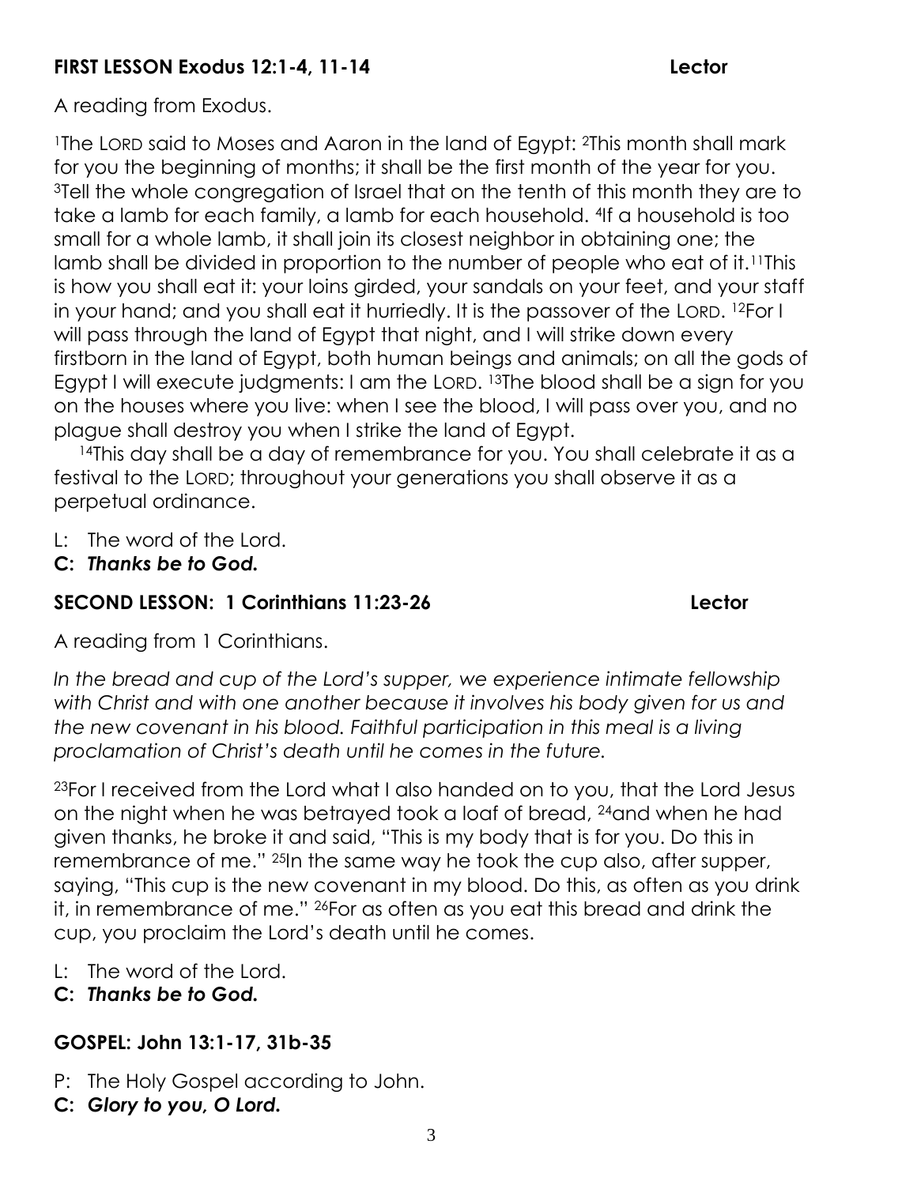**FIRST LESSON Exodus 12:1-4, 11-14 Lector**

A reading from Exodus.

[1]The LORD said to Moses and Aaron in the land of Egypt: [2]This month shall mark for you the beginning of months; it shall be the first month of the year for you. [3]Tell the whole congregation of Israel that on the tenth of this month they are to take a lamb for each family, a lamb for each household. [4]If a household is too small for a whole lamb, it shall join its closest neighbor in obtaining one; the lamb shall be divided in proportion to the number of people who eat of it.[11]This is how you shall eat it: your loins girded, your sandals on your feet, and your staff in your hand; and you shall eat it hurriedly. It is the passover of the LORD. [12]For I will pass through the land of Egypt that night, and I will strike down every firstborn in the land of Egypt, both human beings and animals; on all the gods of Egypt I will execute judgments: I am the LORD. [13]The blood shall be a sign for you on the houses where you live: when I see the blood, I will pass over you, and no plague shall destroy you when I strike the land of Egypt.

[14]This day shall be a day of remembrance for you. You shall celebrate it as a festival to the LORD; throughout your generations you shall observe it as a perpetual ordinance.

L: The word of the Lord.
**C: *Thanks be to God.***

**SECOND LESSON: 1 Corinthians 11:23-26 Lector**

A reading from 1 Corinthians.

*In the bread and cup of the Lord's supper, we experience intimate fellowship with Christ and with one another because it involves his body given for us and the new covenant in his blood. Faithful participation in this meal is a living proclamation of Christ's death until he comes in the future.*

[23]For I received from the Lord what I also handed on to you, that the Lord Jesus on the night when he was betrayed took a loaf of bread, [24]and when he had given thanks, he broke it and said, "This is my body that is for you. Do this in remembrance of me." [25]In the same way he took the cup also, after supper, saying, "This cup is the new covenant in my blood. Do this, as often as you drink it, in remembrance of me." [26]For as often as you eat this bread and drink the cup, you proclaim the Lord's death until he comes.

L: The word of the Lord.
**C: *Thanks be to God.***

**GOSPEL: John 13:1-17, 31b-35**

P: The Holy Gospel according to John.
**C: *Glory to you, O Lord.***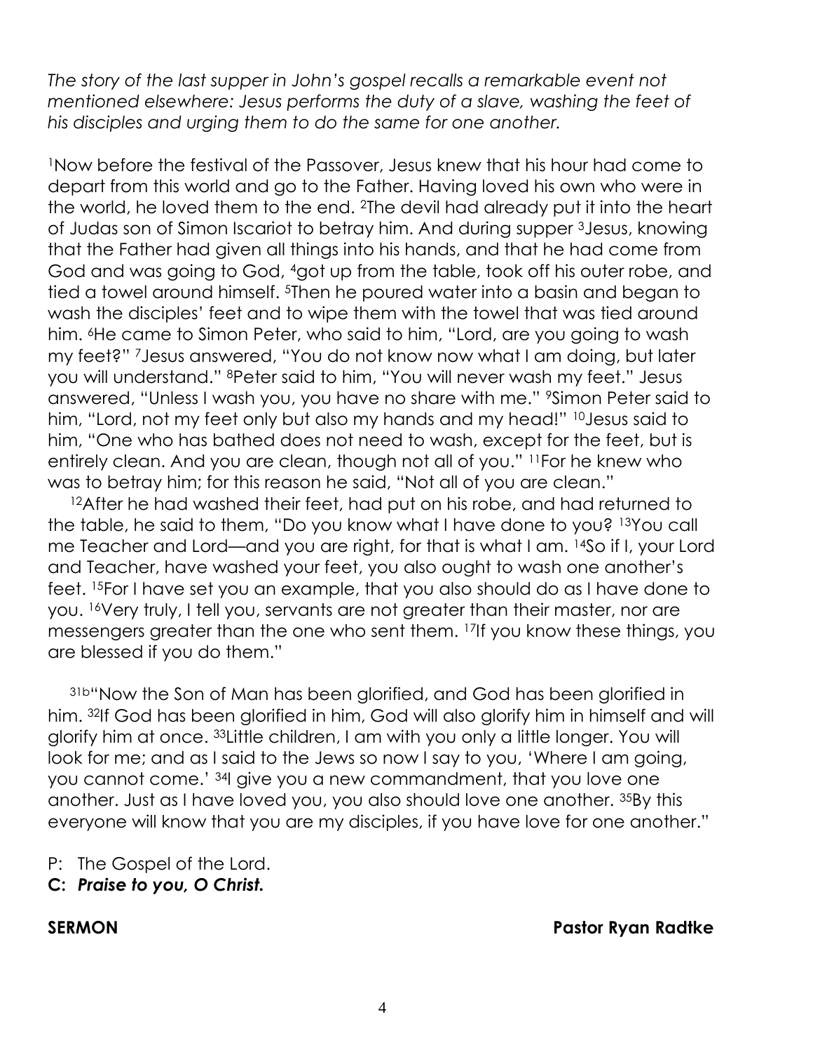*The story of the last supper in John's gospel recalls a remarkable event not mentioned elsewhere: Jesus performs the duty of a slave, washing the feet of his disciples and urging them to do the same for one another.*

[1]Now before the festival of the Passover, Jesus knew that his hour had come to depart from this world and go to the Father. Having loved his own who were in the world, he loved them to the end. [2]The devil had already put it into the heart of Judas son of Simon Iscariot to betray him. And during supper [3]Jesus, knowing that the Father had given all things into his hands, and that he had come from God and was going to God, [4]got up from the table, took off his outer robe, and tied a towel around himself. [5]Then he poured water into a basin and began to wash the disciples' feet and to wipe them with the towel that was tied around him. [6]He came to Simon Peter, who said to him, "Lord, are you going to wash my feet?" [7]Jesus answered, "You do not know now what I am doing, but later you will understand." [8]Peter said to him, "You will never wash my feet." Jesus answered, "Unless I wash you, you have no share with me." [9]Simon Peter said to him, "Lord, not my feet only but also my hands and my head!" [10]Jesus said to him, "One who has bathed does not need to wash, except for the feet, but is entirely clean. And you are clean, though not all of you." [11]For he knew who was to betray him; for this reason he said, "Not all of you are clean."

[12]After he had washed their feet, had put on his robe, and had returned to the table, he said to them, "Do you know what I have done to you? [13]You call me Teacher and Lord—and you are right, for that is what I am. [14]So if I, your Lord and Teacher, have washed your feet, you also ought to wash one another's feet. [15]For I have set you an example, that you also should do as I have done to you. [16]Very truly, I tell you, servants are not greater than their master, nor are messengers greater than the one who sent them. [17]If you know these things, you are blessed if you do them."

[31b]"Now the Son of Man has been glorified, and God has been glorified in him. [32]If God has been glorified in him, God will also glorify him in himself and will glorify him at once. [33]Little children, I am with you only a little longer. You will look for me; and as I said to the Jews so now I say to you, 'Where I am going, you cannot come.' [34]I give you a new commandment, that you love one another. Just as I have loved you, you also should love one another. [35]By this everyone will know that you are my disciples, if you have love for one another."

P: The Gospel of the Lord.
**C: *Praise to you, O Christ.***

**SERMON** **Pastor Ryan Radtke**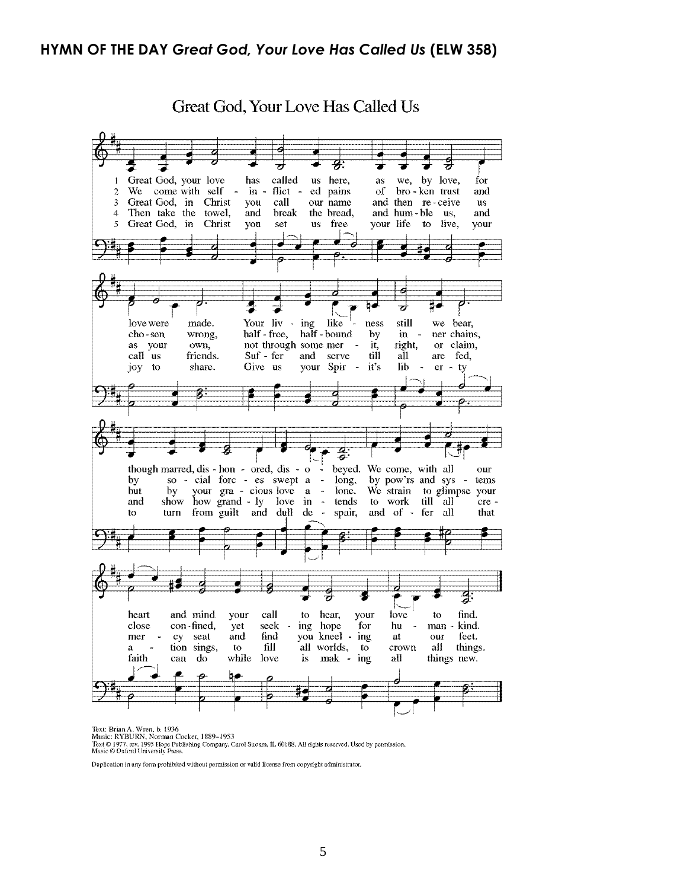## HYMN OF THE DAY *Great God, Your Love Has Called Us* (ELW 358)

Great God, Your Love Has Called Us

1 Great God, your love has called us here, as we, by love, for love were made. Your living likeness still we bear, though marred, dishonored, disobeyed. We come, with all our heart and mind your call to hear, your love to find.

2 We come with self-inflicted pains of broken trust and chosen wrong, half-free, half-bound by inner chains, by social forces swept along, by pow'rs and systems close confined, yet seeking hope for humankind.

3 Great God, in Christ you call our name and then receive us as your own, not through some merit, right, or claim, but by your gracious love alone. We strain to glimpse your mercy seat and find you kneeling at our feet.

4 Then take the towel, and break the bread, and humble us, and call us friends. Suffer and serve till all are fed, and show how grandly love intends to work till all creation sings, to fill all worlds, to crown all things.

5 Great God, in Christ you set us free your life to live, your joy to share. Give us your Spirit's liberty to turn from guilt and dull despair, and offer all that faith can do while love is making all things new.

Text: Brian A. Wren, b. 1936
Music: RYBURN, Norman Cocker, 1889–1953
Text © 1977, rev. 1995 Hope Publishing Company, Carol Stream, IL 60188. All rights reserved. Used by permission.
Music © Oxford University Press.

Duplication in any form prohibited without permission or valid license from copyright administrator.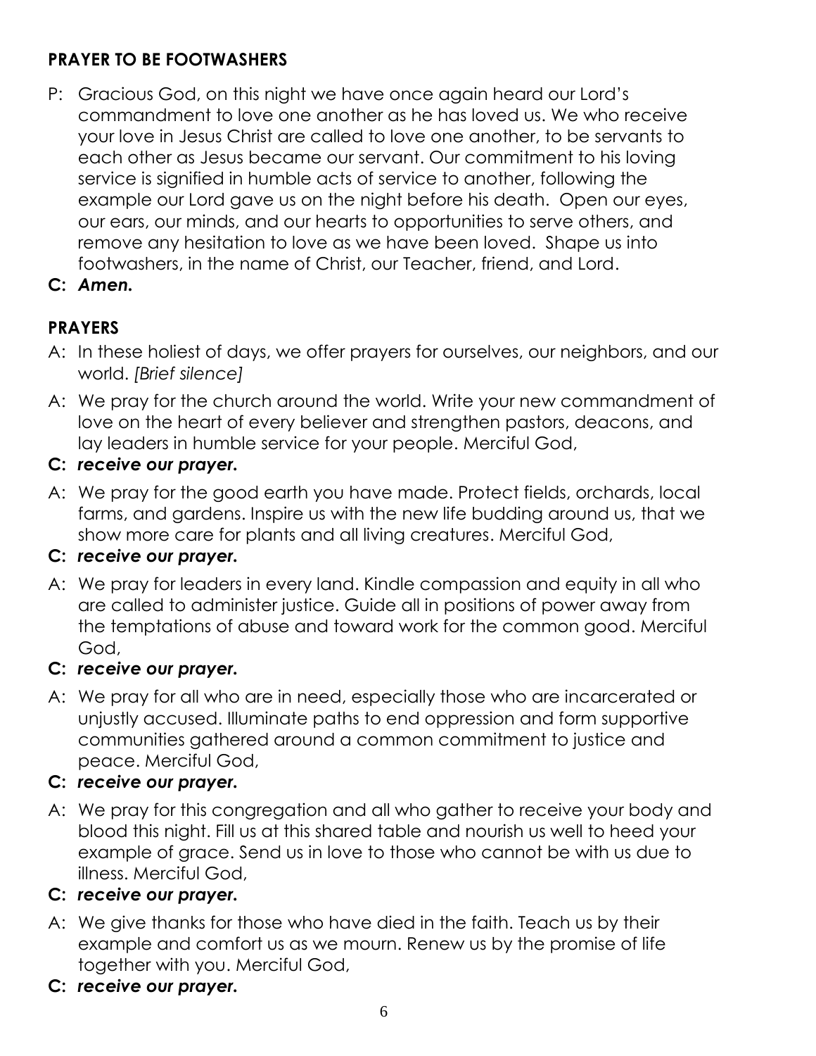## PRAYER TO BE FOOTWASHERS

P: Gracious God, on this night we have once again heard our Lord's commandment to love one another as he has loved us. We who receive your love in Jesus Christ are called to love one another, to be servants to each other as Jesus became our servant. Our commitment to his loving service is signified in humble acts of service to another, following the example our Lord gave us on the night before his death. Open our eyes, our ears, our minds, and our hearts to opportunities to serve others, and remove any hesitation to love as we have been loved. Shape us into footwashers, in the name of Christ, our Teacher, friend, and Lord.

**C: *Amen.***

## PRAYERS

A: In these holiest of days, we offer prayers for ourselves, our neighbors, and our world. *[Brief silence]*

A: We pray for the church around the world. Write your new commandment of love on the heart of every believer and strengthen pastors, deacons, and lay leaders in humble service for your people. Merciful God,

**C: *receive our prayer.***

A: We pray for the good earth you have made. Protect fields, orchards, local farms, and gardens. Inspire us with the new life budding around us, that we show more care for plants and all living creatures. Merciful God,

**C: *receive our prayer.***

A: We pray for leaders in every land. Kindle compassion and equity in all who are called to administer justice. Guide all in positions of power away from the temptations of abuse and toward work for the common good. Merciful God,

**C: *receive our prayer.***

A: We pray for all who are in need, especially those who are incarcerated or unjustly accused. Illuminate paths to end oppression and form supportive communities gathered around a common commitment to justice and peace. Merciful God,

**C: *receive our prayer.***

A: We pray for this congregation and all who gather to receive your body and blood this night. Fill us at this shared table and nourish us well to heed your example of grace. Send us in love to those who cannot be with us due to illness. Merciful God,

**C: *receive our prayer.***

A: We give thanks for those who have died in the faith. Teach us by their example and comfort us as we mourn. Renew us by the promise of life together with you. Merciful God,

**C: *receive our prayer.***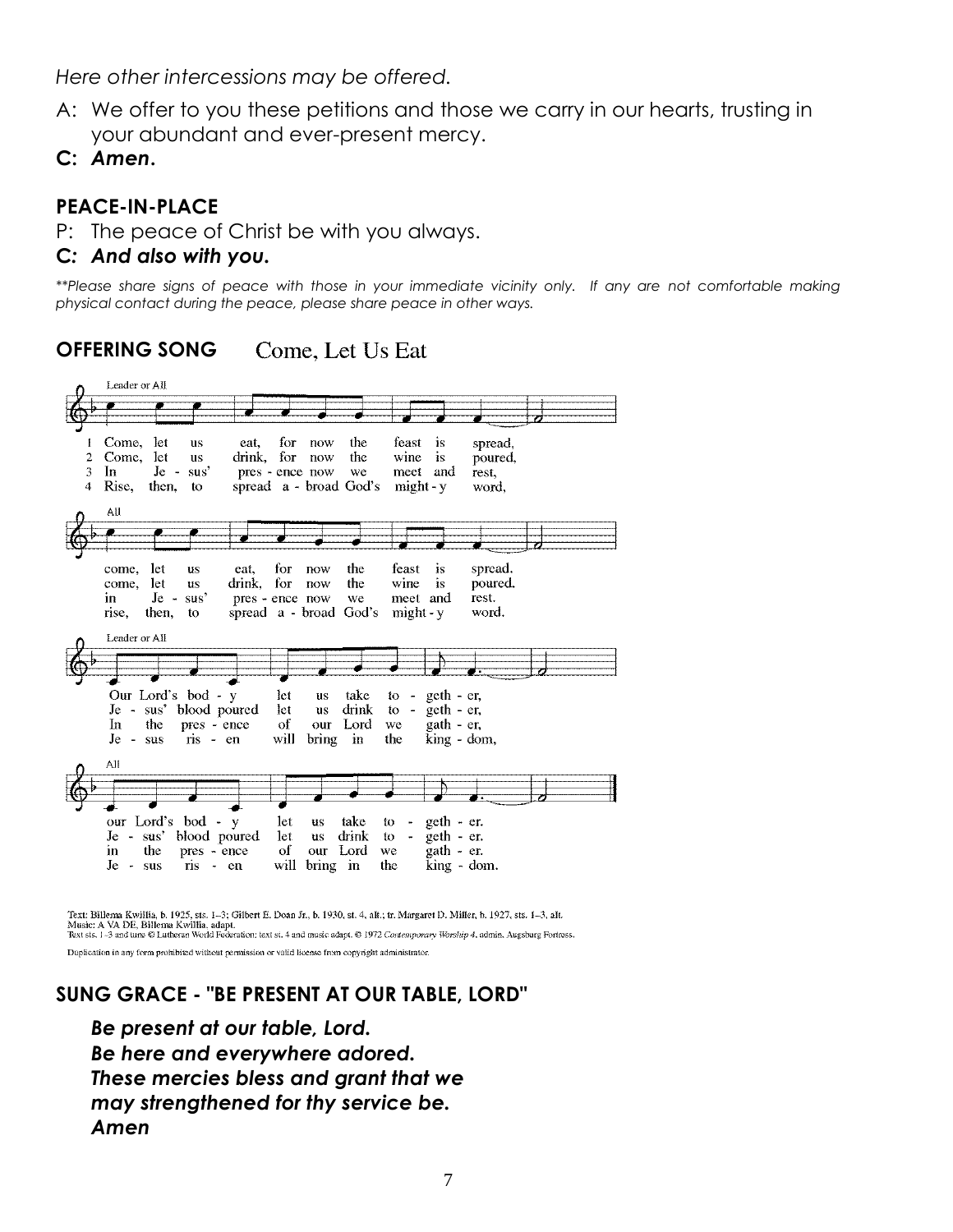*Here other intercessions may be offered.*

A: We offer to you these petitions and those we carry in our hearts, trusting in your abundant and ever-present mercy.

**C: *Amen.***

## PEACE-IN-PLACE

P: The peace of Christ be with you always.

**C: *And also with you.***

*\*\*Please share signs of peace with those in your immediate vicinity only. If any are not comfortable making physical contact during the peace, please share peace in other ways.*

## OFFERING SONG Come, Let Us Eat

Leader or All

1 Come, let us eat, for now the feast is spread,
2 Come, let us drink, for now the wine is poured,
3 In Je - sus' pres - ence now we meet and rest,
4 Rise, then, to spread a - broad God's might - y word,

All

come, let us eat, for now the feast is spread.
come, let us drink, for now the wine is poured.
in Je - sus' pres - ence now we meet and rest.
rise, then, to spread a - broad God's might - y word.

Leader or All

Our Lord's bod - y let us take to - geth - er,
Je - sus' blood poured let us drink to - geth - er,
In the pres - ence of our Lord we gath - er,
Je - sus ris - en will bring in the king - dom,

All

our Lord's bod - y let us take to - geth - er.
Je - sus' blood poured let us drink to - geth - er.
in the pres - ence of our Lord we gath - er.
Je - sus ris - en will bring in the king - dom.

Text: Billema Kwillia, b. 1925, sts. 1–3; Gilbert E. Doan Jr., b. 1930, st. 4, alt.; tr. Margaret D. Miller, b. 1927, sts. 1–3, alt.
Music: A VA DE, Billema Kwillia, adapt.
Text sts. 1–3 and tune © Lutheran World Federation; text st. 4 and music adapt. © 1972 *Contemporary Worship 4*, admin. Augsburg Fortress.

Duplication in any form prohibited without permission or valid license from copyright administrator.

## SUNG GRACE - "BE PRESENT AT OUR TABLE, LORD"

***Be present at our table, Lord.***
***Be here and everywhere adored.***
***These mercies bless and grant that we***
***may strengthened for thy service be.***
***Amen***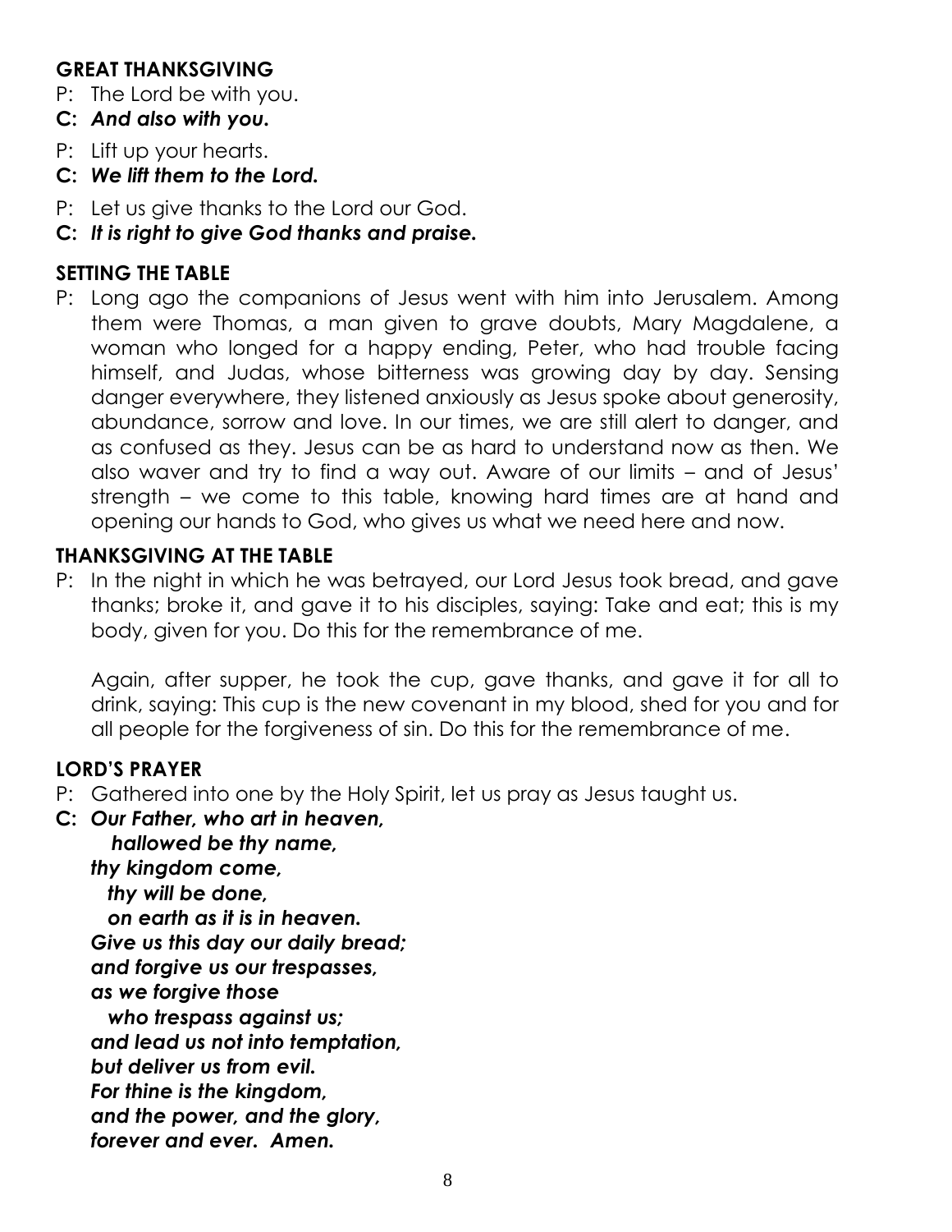## GREAT THANKSGIVING

P: The Lord be with you.

**C:** ***And also with you.***

P: Lift up your hearts.

**C:** ***We lift them to the Lord.***

P: Let us give thanks to the Lord our God.

**C:** ***It is right to give God thanks and praise.***

## SETTING THE TABLE

P: Long ago the companions of Jesus went with him into Jerusalem. Among them were Thomas, a man given to grave doubts, Mary Magdalene, a woman who longed for a happy ending, Peter, who had trouble facing himself, and Judas, whose bitterness was growing day by day. Sensing danger everywhere, they listened anxiously as Jesus spoke about generosity, abundance, sorrow and love. In our times, we are still alert to danger, and as confused as they. Jesus can be as hard to understand now as then. We also waver and try to find a way out. Aware of our limits – and of Jesus' strength – we come to this table, knowing hard times are at hand and opening our hands to God, who gives us what we need here and now.

## THANKSGIVING AT THE TABLE

P: In the night in which he was betrayed, our Lord Jesus took bread, and gave thanks; broke it, and gave it to his disciples, saying: Take and eat; this is my body, given for you. Do this for the remembrance of me.

Again, after supper, he took the cup, gave thanks, and gave it for all to drink, saying: This cup is the new covenant in my blood, shed for you and for all people for the forgiveness of sin. Do this for the remembrance of me.

## LORD'S PRAYER

P: Gathered into one by the Holy Spirit, let us pray as Jesus taught us.

**C:** ***Our Father, who art in heaven,***
***hallowed be thy name,***
***thy kingdom come,***
***thy will be done,***
***on earth as it is in heaven.***
***Give us this day our daily bread;***
***and forgive us our trespasses,***
***as we forgive those***
***who trespass against us;***
***and lead us not into temptation,***
***but deliver us from evil.***
***For thine is the kingdom,***
***and the power, and the glory,***
***forever and ever. Amen.***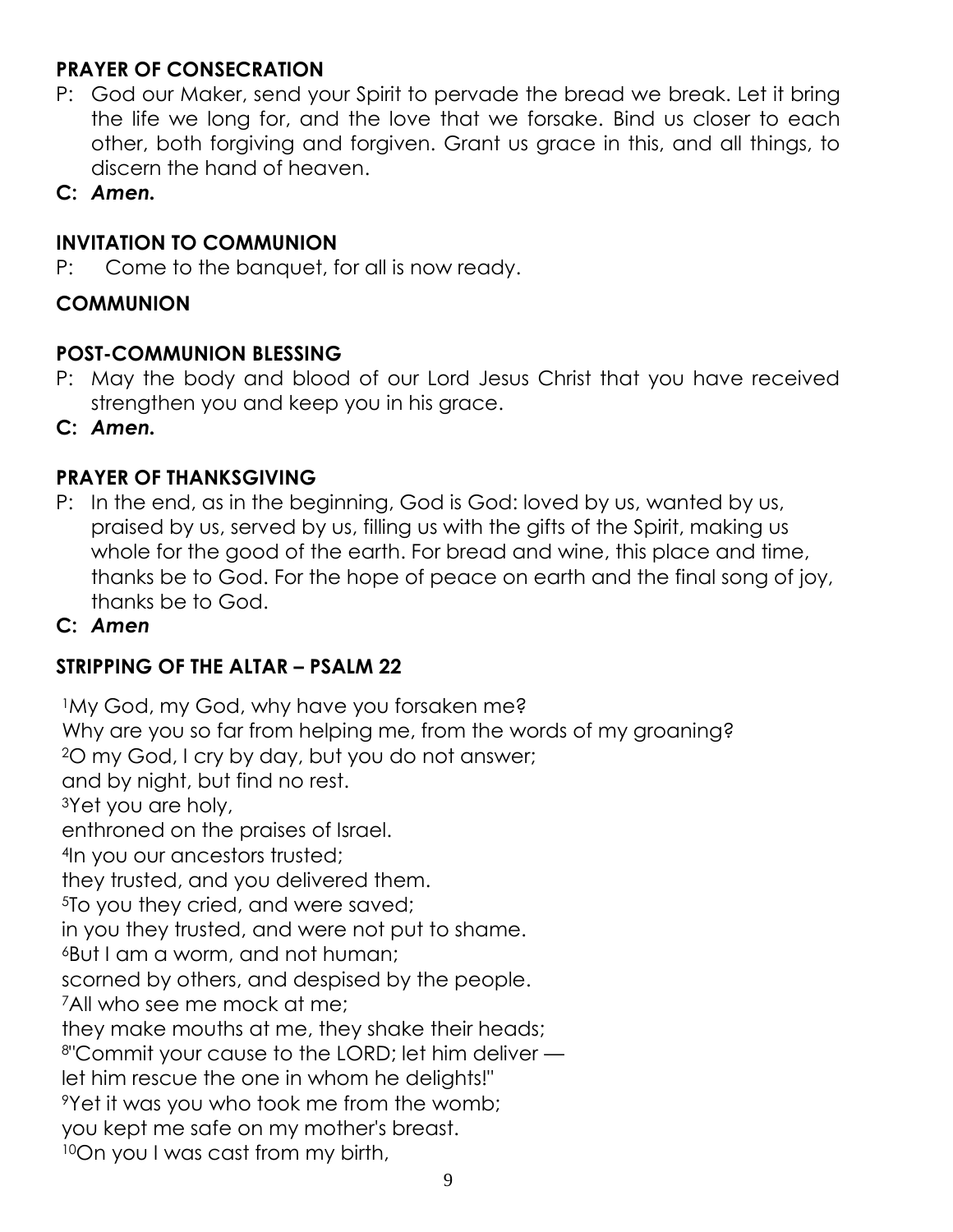**PRAYER OF CONSECRATION**

P: God our Maker, send your Spirit to pervade the bread we break. Let it bring the life we long for, and the love that we forsake. Bind us closer to each other, both forgiving and forgiven. Grant us grace in this, and all things, to discern the hand of heaven.

**C: *Amen.***

**INVITATION TO COMMUNION**

P: Come to the banquet, for all is now ready.

**COMMUNION**

**POST-COMMUNION BLESSING**

P: May the body and blood of our Lord Jesus Christ that you have received strengthen you and keep you in his grace.

**C: *Amen.***

**PRAYER OF THANKSGIVING**

P: In the end, as in the beginning, God is God: loved by us, wanted by us, praised by us, served by us, filling us with the gifts of the Spirit, making us whole for the good of the earth. For bread and wine, this place and time, thanks be to God. For the hope of peace on earth and the final song of joy, thanks be to God.

**C: *Amen***

**STRIPPING OF THE ALTAR – PSALM 22**

[1]My God, my God, why have you forsaken me?
Why are you so far from helping me, from the words of my groaning?
[2]O my God, I cry by day, but you do not answer;
and by night, but find no rest.
[3]Yet you are holy,
enthroned on the praises of Israel.
[4]In you our ancestors trusted;
they trusted, and you delivered them.
[5]To you they cried, and were saved;
in you they trusted, and were not put to shame.
[6]But I am a worm, and not human;
scorned by others, and despised by the people.
[7]All who see me mock at me;
they make mouths at me, they shake their heads;
[8]"Commit your cause to the LORD; let him deliver —
let him rescue the one in whom he delights!"
[9]Yet it was you who took me from the womb;
you kept me safe on my mother's breast.
[10]On you I was cast from my birth,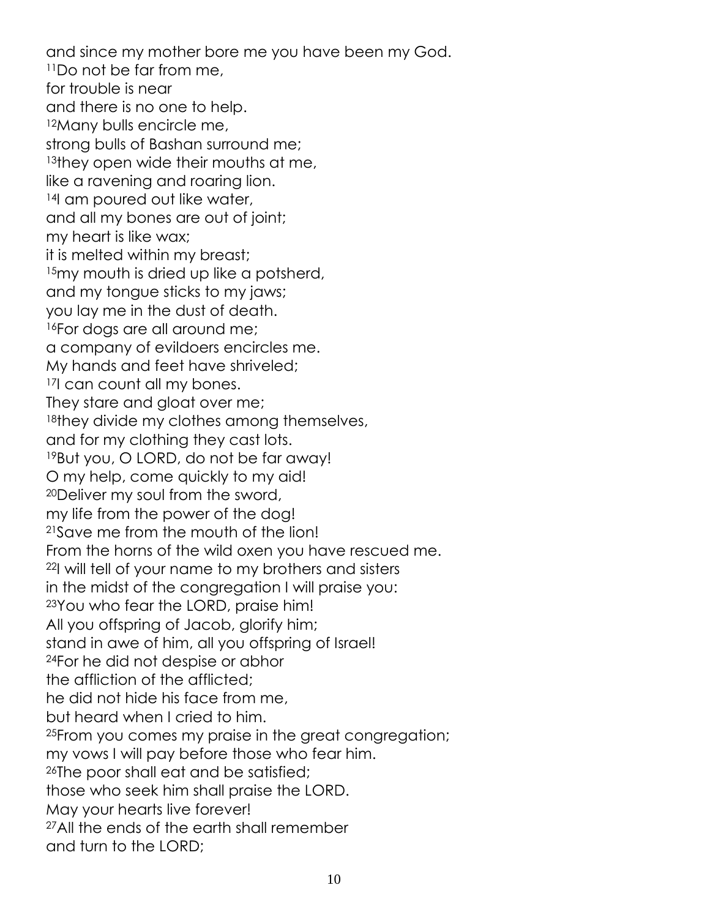and since my mother bore me you have been my God.  
[11]Do not be far from me,  
for trouble is near  
and there is no one to help.  
[12]Many bulls encircle me,  
strong bulls of Bashan surround me;  
[13]they open wide their mouths at me,  
like a ravening and roaring lion.  
[14]I am poured out like water,  
and all my bones are out of joint;  
my heart is like wax;  
it is melted within my breast;  
[15]my mouth is dried up like a potsherd,  
and my tongue sticks to my jaws;  
you lay me in the dust of death.  
[16]For dogs are all around me;  
a company of evildoers encircles me.  
My hands and feet have shriveled;  
[17]I can count all my bones.  
They stare and gloat over me;  
[18]they divide my clothes among themselves,  
and for my clothing they cast lots.  
[19]But you, O LORD, do not be far away!  
O my help, come quickly to my aid!  
[20]Deliver my soul from the sword,  
my life from the power of the dog!  
[21]Save me from the mouth of the lion!  
From the horns of the wild oxen you have rescued me.  
[22]I will tell of your name to my brothers and sisters  
in the midst of the congregation I will praise you:  
[23]You who fear the LORD, praise him!  
All you offspring of Jacob, glorify him;  
stand in awe of him, all you offspring of Israel!  
[24]For he did not despise or abhor  
the affliction of the afflicted;  
he did not hide his face from me,  
but heard when I cried to him.  
[25]From you comes my praise in the great congregation;  
my vows I will pay before those who fear him.  
[26]The poor shall eat and be satisfied;  
those who seek him shall praise the LORD.  
May your hearts live forever!  
[27]All the ends of the earth shall remember  
and turn to the LORD;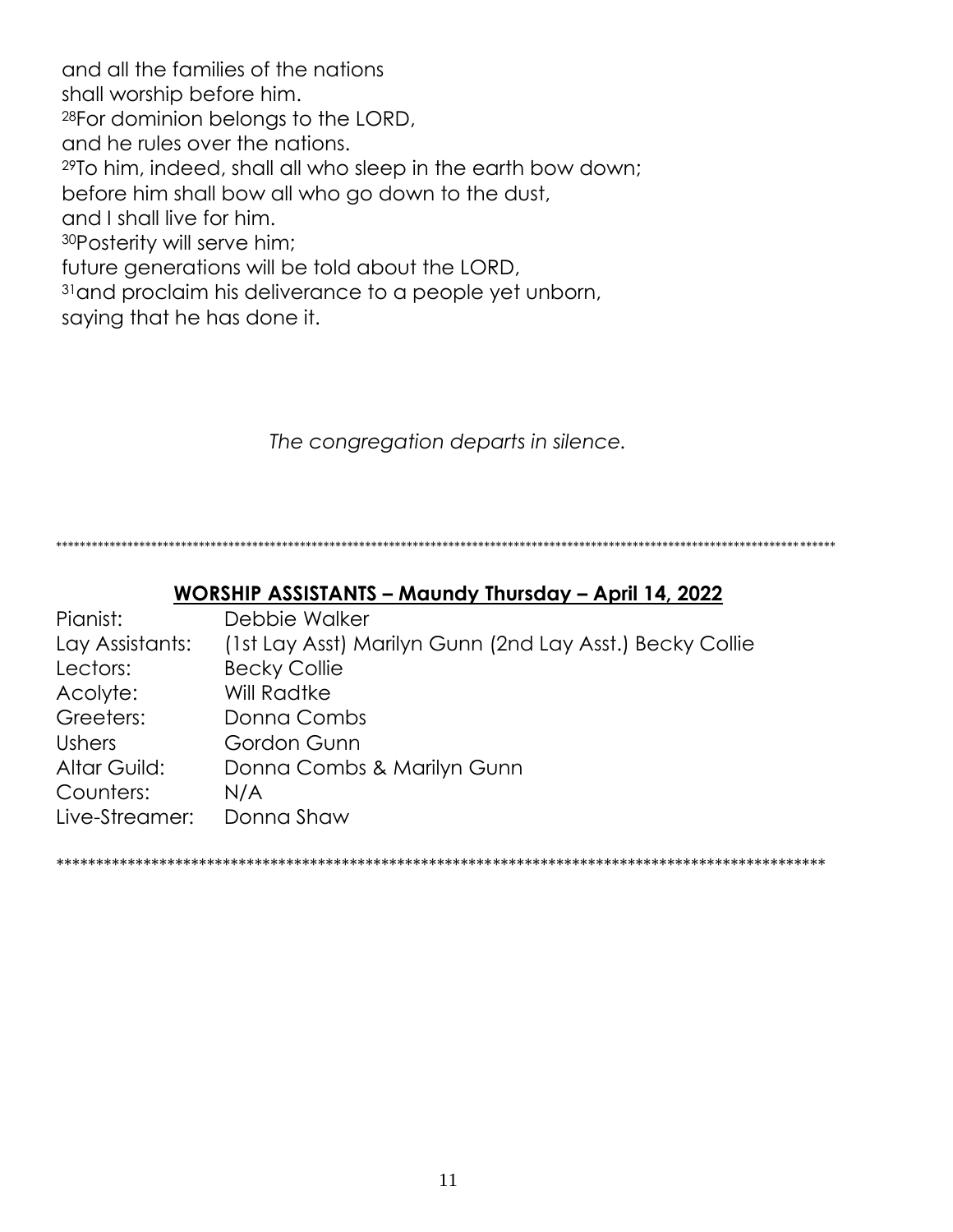and all the families of the nations
shall worship before him.
[28]For dominion belongs to the LORD,
and he rules over the nations.
[29]To him, indeed, shall all who sleep in the earth bow down;
before him shall bow all who go down to the dust,
and I shall live for him.
[30]Posterity will serve him;
future generations will be told about the LORD,
[31]and proclaim his deliverance to a people yet unborn,
saying that he has done it.

*The congregation departs in silence.*

\*\*\*\*\*\*\*\*\*\*\*\*\*\*\*\*\*\*\*\*\*\*\*\*\*\*\*\*\*\*\*\*\*\*\*\*\*\*\*\*\*\*\*\*\*\*\*\*\*\*\*\*\*\*\*\*\*\*\*\*\*\*\*\*\*\*\*\*\*\*\*\*\*\*\*\*\*\*\*\*\*\*\*\*\*\*\*\*\*\*\*\*\*\*

## WORSHIP ASSISTANTS – Maundy Thursday – April 14, 2022

| | |
|---|---|
| Pianist: | Debbie Walker |
| Lay Assistants: | (1st Lay Asst) Marilyn Gunn (2nd Lay Asst.) Becky Collie |
| Lectors: | Becky Collie |
| Acolyte: | Will Radtke |
| Greeters: | Donna Combs |
| Ushers | Gordon Gunn |
| Altar Guild: | Donna Combs & Marilyn Gunn |
| Counters: | N/A |
| Live-Streamer: | Donna Shaw |

\*\*\*\*\*\*\*\*\*\*\*\*\*\*\*\*\*\*\*\*\*\*\*\*\*\*\*\*\*\*\*\*\*\*\*\*\*\*\*\*\*\*\*\*\*\*\*\*\*\*\*\*\*\*\*\*\*\*\*\*\*\*\*\*\*\*\*\*\*\*\*\*\*\*\*\*\*\*\*\*\*\*\*\*\*\*\*\*\*\*\*\*\*\*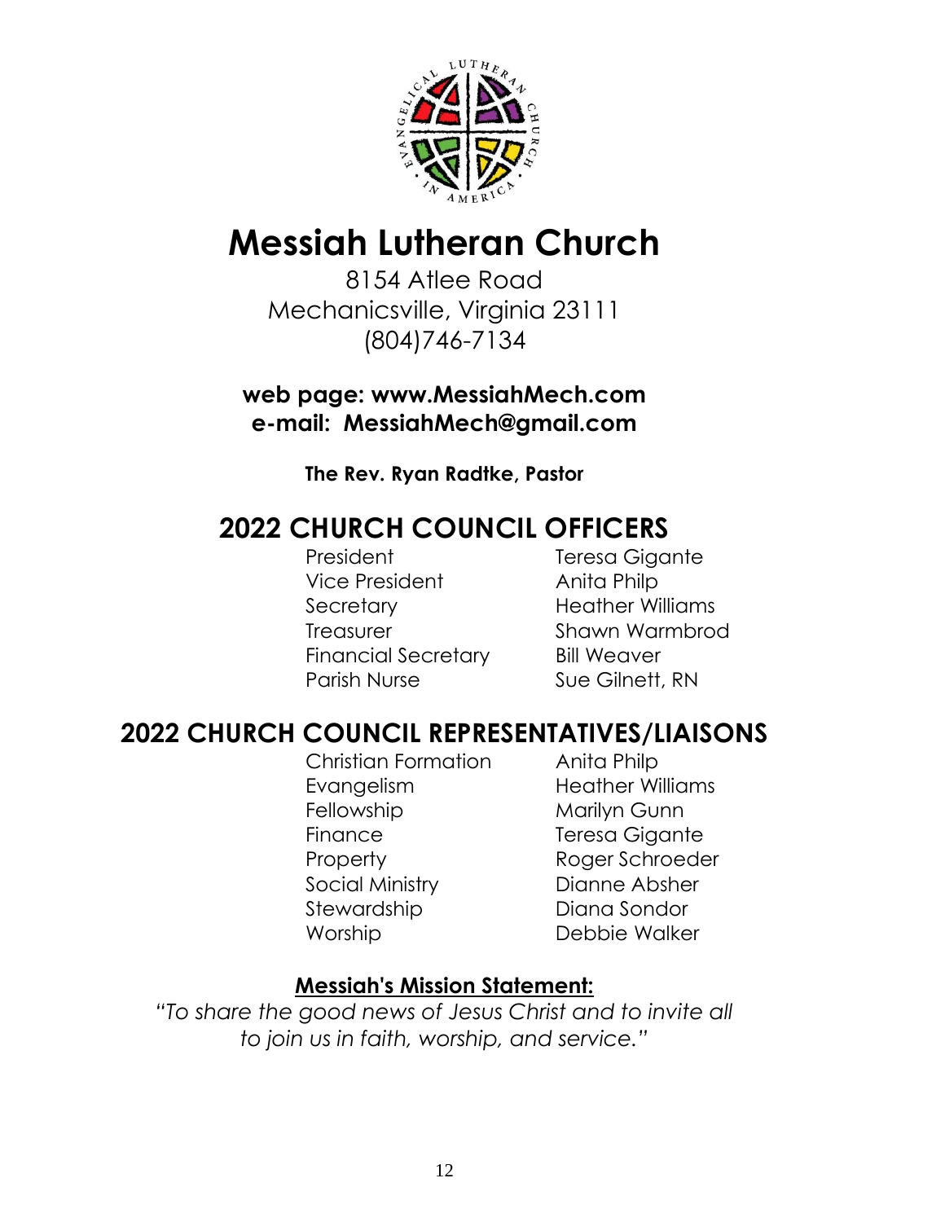# Messiah Lutheran Church

8154 Atlee Road
Mechanicsville, Virginia 23111
(804)746-7134

**web page: www.MessiahMech.com**
**e-mail: MessiahMech@gmail.com**

**The Rev. Ryan Radtke, Pastor**

## 2022 CHURCH COUNCIL OFFICERS

| | |
|---|---|
| President | Teresa Gigante |
| Vice President | Anita Philp |
| Secretary | Heather Williams |
| Treasurer | Shawn Warmbrod |
| Financial Secretary | Bill Weaver |
| Parish Nurse | Sue Gilnett, RN |

## 2022 CHURCH COUNCIL REPRESENTATIVES/LIAISONS

| | |
|---|---|
| Christian Formation | Anita Philp |
| Evangelism | Heather Williams |
| Fellowship | Marilyn Gunn |
| Finance | Teresa Gigante |
| Property | Roger Schroeder |
| Social Ministry | Dianne Absher |
| Stewardship | Diana Sondor |
| Worship | Debbie Walker |

**Messiah's Mission Statement:**

*"To share the good news of Jesus Christ and to invite all to join us in faith, worship, and service."*